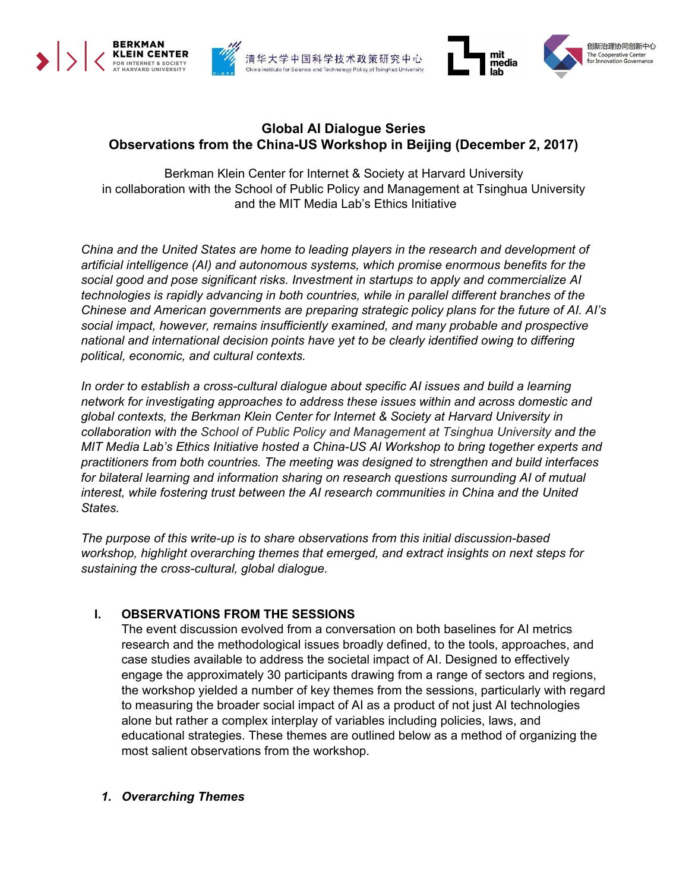# Global AI Dialogue Series
## Observations from the China-US Workshop in Beijing (December 2, 2017)

Berkman Klein Center for Internet & Society at Harvard University
in collaboration with the School of Public Policy and Management at Tsinghua University
and the MIT Media Lab's Ethics Initiative

*China and the United States are home to leading players in the research and development of artificial intelligence (AI) and autonomous systems, which promise enormous benefits for the social good and pose significant risks. Investment in startups to apply and commercialize AI technologies is rapidly advancing in both countries, while in parallel different branches of the Chinese and American governments are preparing strategic policy plans for the future of AI. AI's social impact, however, remains insufficiently examined, and many probable and prospective national and international decision points have yet to be clearly identified owing to differing political, economic, and cultural contexts.*

*In order to establish a cross-cultural dialogue about specific AI issues and build a learning network for investigating approaches to address these issues within and across domestic and global contexts, the Berkman Klein Center for Internet & Society at Harvard University in collaboration with the School of Public Policy and Management at Tsinghua University and the MIT Media Lab's Ethics Initiative hosted a China-US AI Workshop to bring together experts and practitioners from both countries. The meeting was designed to strengthen and build interfaces for bilateral learning and information sharing on research questions surrounding AI of mutual interest, while fostering trust between the AI research communities in China and the United States.*

*The purpose of this write-up is to share observations from this initial discussion-based workshop, highlight overarching themes that emerged, and extract insights on next steps for sustaining the cross-cultural, global dialogue.*

## I. OBSERVATIONS FROM THE SESSIONS

The event discussion evolved from a conversation on both baselines for AI metrics research and the methodological issues broadly defined, to the tools, approaches, and case studies available to address the societal impact of AI. Designed to effectively engage the approximately 30 participants drawing from a range of sectors and regions, the workshop yielded a number of key themes from the sessions, particularly with regard to measuring the broader social impact of AI as a product of not just AI technologies alone but rather a complex interplay of variables including policies, laws, and educational strategies. These themes are outlined below as a method of organizing the most salient observations from the workshop.

### 1. *Overarching Themes*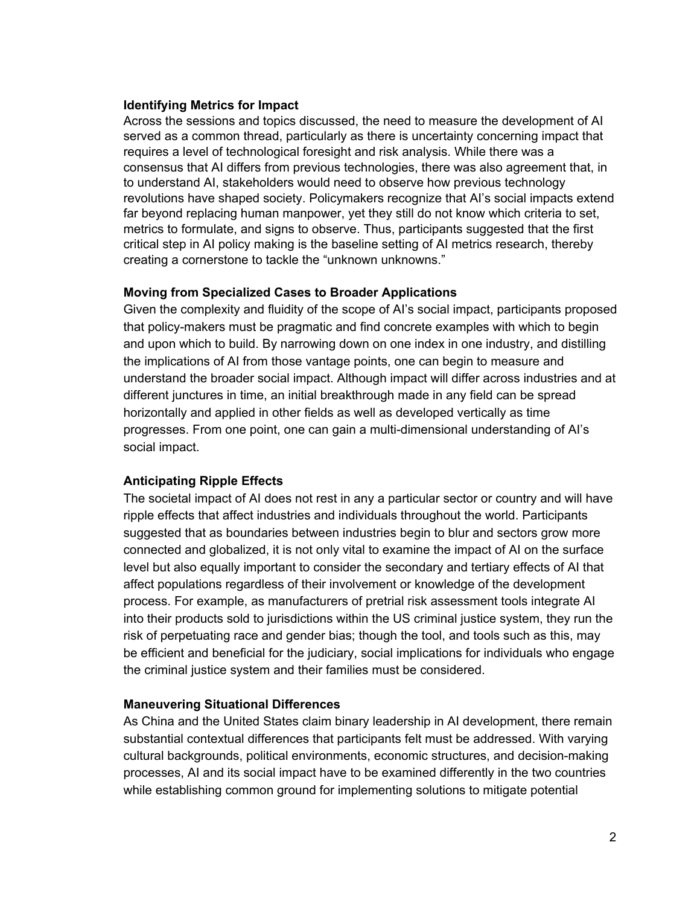**Identifying Metrics for Impact**

Across the sessions and topics discussed, the need to measure the development of AI served as a common thread, particularly as there is uncertainty concerning impact that requires a level of technological foresight and risk analysis. While there was a consensus that AI differs from previous technologies, there was also agreement that, in to understand AI, stakeholders would need to observe how previous technology revolutions have shaped society. Policymakers recognize that AI's social impacts extend far beyond replacing human manpower, yet they still do not know which criteria to set, metrics to formulate, and signs to observe. Thus, participants suggested that the first critical step in AI policy making is the baseline setting of AI metrics research, thereby creating a cornerstone to tackle the "unknown unknowns."

**Moving from Specialized Cases to Broader Applications**

Given the complexity and fluidity of the scope of AI's social impact, participants proposed that policy-makers must be pragmatic and find concrete examples with which to begin and upon which to build. By narrowing down on one index in one industry, and distilling the implications of AI from those vantage points, one can begin to measure and understand the broader social impact. Although impact will differ across industries and at different junctures in time, an initial breakthrough made in any field can be spread horizontally and applied in other fields as well as developed vertically as time progresses. From one point, one can gain a multi-dimensional understanding of AI's social impact.

**Anticipating Ripple Effects**

The societal impact of AI does not rest in any a particular sector or country and will have ripple effects that affect industries and individuals throughout the world. Participants suggested that as boundaries between industries begin to blur and sectors grow more connected and globalized, it is not only vital to examine the impact of AI on the surface level but also equally important to consider the secondary and tertiary effects of AI that affect populations regardless of their involvement or knowledge of the development process. For example, as manufacturers of pretrial risk assessment tools integrate AI into their products sold to jurisdictions within the US criminal justice system, they run the risk of perpetuating race and gender bias; though the tool, and tools such as this, may be efficient and beneficial for the judiciary, social implications for individuals who engage the criminal justice system and their families must be considered.

**Maneuvering Situational Differences**

As China and the United States claim binary leadership in AI development, there remain substantial contextual differences that participants felt must be addressed. With varying cultural backgrounds, political environments, economic structures, and decision-making processes, AI and its social impact have to be examined differently in the two countries while establishing common ground for implementing solutions to mitigate potential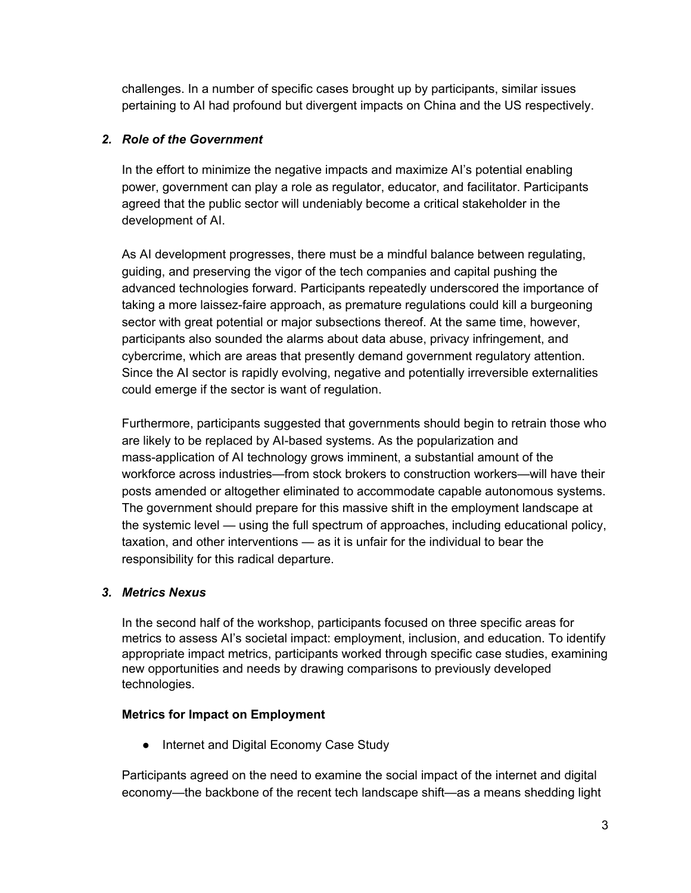challenges. In a number of specific cases brought up by participants, similar issues pertaining to AI had profound but divergent impacts on China and the US respectively.

### 2. *Role of the Government*

In the effort to minimize the negative impacts and maximize AI's potential enabling power, government can play a role as regulator, educator, and facilitator. Participants agreed that the public sector will undeniably become a critical stakeholder in the development of AI.

As AI development progresses, there must be a mindful balance between regulating, guiding, and preserving the vigor of the tech companies and capital pushing the advanced technologies forward. Participants repeatedly underscored the importance of taking a more laissez-faire approach, as premature regulations could kill a burgeoning sector with great potential or major subsections thereof. At the same time, however, participants also sounded the alarms about data abuse, privacy infringement, and cybercrime, which are areas that presently demand government regulatory attention. Since the AI sector is rapidly evolving, negative and potentially irreversible externalities could emerge if the sector is want of regulation.

Furthermore, participants suggested that governments should begin to retrain those who are likely to be replaced by AI-based systems. As the popularization and mass-application of AI technology grows imminent, a substantial amount of the workforce across industries—from stock brokers to construction workers—will have their posts amended or altogether eliminated to accommodate capable autonomous systems. The government should prepare for this massive shift in the employment landscape at the systemic level — using the full spectrum of approaches, including educational policy, taxation, and other interventions — as it is unfair for the individual to bear the responsibility for this radical departure.

### 3. *Metrics Nexus*

In the second half of the workshop, participants focused on three specific areas for metrics to assess AI's societal impact: employment, inclusion, and education. To identify appropriate impact metrics, participants worked through specific case studies, examining new opportunities and needs by drawing comparisons to previously developed technologies.

**Metrics for Impact on Employment**

- Internet and Digital Economy Case Study

Participants agreed on the need to examine the social impact of the internet and digital economy—the backbone of the recent tech landscape shift—as a means shedding light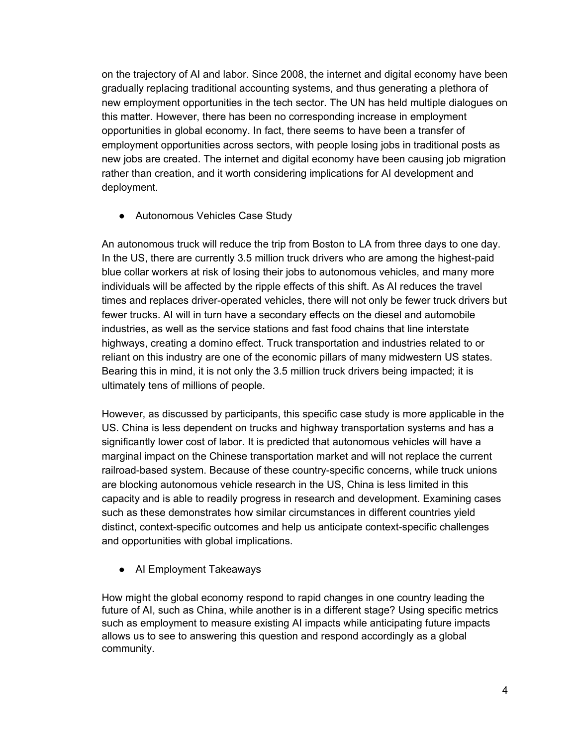on the trajectory of AI and labor. Since 2008, the internet and digital economy have been gradually replacing traditional accounting systems, and thus generating a plethora of new employment opportunities in the tech sector. The UN has held multiple dialogues on this matter. However, there has been no corresponding increase in employment opportunities in global economy. In fact, there seems to have been a transfer of employment opportunities across sectors, with people losing jobs in traditional posts as new jobs are created. The internet and digital economy have been causing job migration rather than creation, and it worth considering implications for AI development and deployment.

- Autonomous Vehicles Case Study

An autonomous truck will reduce the trip from Boston to LA from three days to one day. In the US, there are currently 3.5 million truck drivers who are among the highest-paid blue collar workers at risk of losing their jobs to autonomous vehicles, and many more individuals will be affected by the ripple effects of this shift. As AI reduces the travel times and replaces driver-operated vehicles, there will not only be fewer truck drivers but fewer trucks. AI will in turn have a secondary effects on the diesel and automobile industries, as well as the service stations and fast food chains that line interstate highways, creating a domino effect. Truck transportation and industries related to or reliant on this industry are one of the economic pillars of many midwestern US states. Bearing this in mind, it is not only the 3.5 million truck drivers being impacted; it is ultimately tens of millions of people.

However, as discussed by participants, this specific case study is more applicable in the US. China is less dependent on trucks and highway transportation systems and has a significantly lower cost of labor. It is predicted that autonomous vehicles will have a marginal impact on the Chinese transportation market and will not replace the current railroad-based system. Because of these country-specific concerns, while truck unions are blocking autonomous vehicle research in the US, China is less limited in this capacity and is able to readily progress in research and development. Examining cases such as these demonstrates how similar circumstances in different countries yield distinct, context-specific outcomes and help us anticipate context-specific challenges and opportunities with global implications.

- AI Employment Takeaways

How might the global economy respond to rapid changes in one country leading the future of AI, such as China, while another is in a different stage? Using specific metrics such as employment to measure existing AI impacts while anticipating future impacts allows us to see to answering this question and respond accordingly as a global community.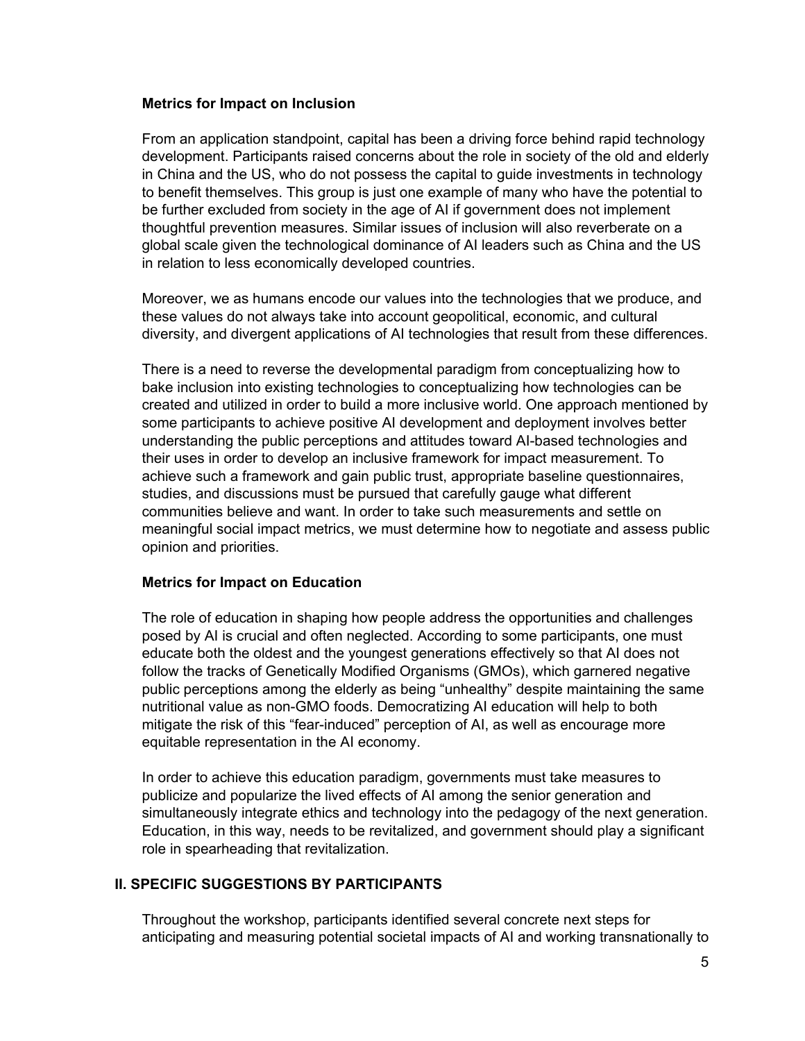### Metrics for Impact on Inclusion

From an application standpoint, capital has been a driving force behind rapid technology development. Participants raised concerns about the role in society of the old and elderly in China and the US, who do not possess the capital to guide investments in technology to benefit themselves. This group is just one example of many who have the potential to be further excluded from society in the age of AI if government does not implement thoughtful prevention measures. Similar issues of inclusion will also reverberate on a global scale given the technological dominance of AI leaders such as China and the US in relation to less economically developed countries.

Moreover, we as humans encode our values into the technologies that we produce, and these values do not always take into account geopolitical, economic, and cultural diversity, and divergent applications of AI technologies that result from these differences.

There is a need to reverse the developmental paradigm from conceptualizing how to bake inclusion into existing technologies to conceptualizing how technologies can be created and utilized in order to build a more inclusive world. One approach mentioned by some participants to achieve positive AI development and deployment involves better understanding the public perceptions and attitudes toward AI-based technologies and their uses in order to develop an inclusive framework for impact measurement. To achieve such a framework and gain public trust, appropriate baseline questionnaires, studies, and discussions must be pursued that carefully gauge what different communities believe and want. In order to take such measurements and settle on meaningful social impact metrics, we must determine how to negotiate and assess public opinion and priorities.

### Metrics for Impact on Education

The role of education in shaping how people address the opportunities and challenges posed by AI is crucial and often neglected. According to some participants, one must educate both the oldest and the youngest generations effectively so that AI does not follow the tracks of Genetically Modified Organisms (GMOs), which garnered negative public perceptions among the elderly as being "unhealthy" despite maintaining the same nutritional value as non-GMO foods. Democratizing AI education will help to both mitigate the risk of this "fear-induced" perception of AI, as well as encourage more equitable representation in the AI economy.

In order to achieve this education paradigm, governments must take measures to publicize and popularize the lived effects of AI among the senior generation and simultaneously integrate ethics and technology into the pedagogy of the next generation. Education, in this way, needs to be revitalized, and government should play a significant role in spearheading that revitalization.

## II. SPECIFIC SUGGESTIONS BY PARTICIPANTS

Throughout the workshop, participants identified several concrete next steps for anticipating and measuring potential societal impacts of AI and working transnationally to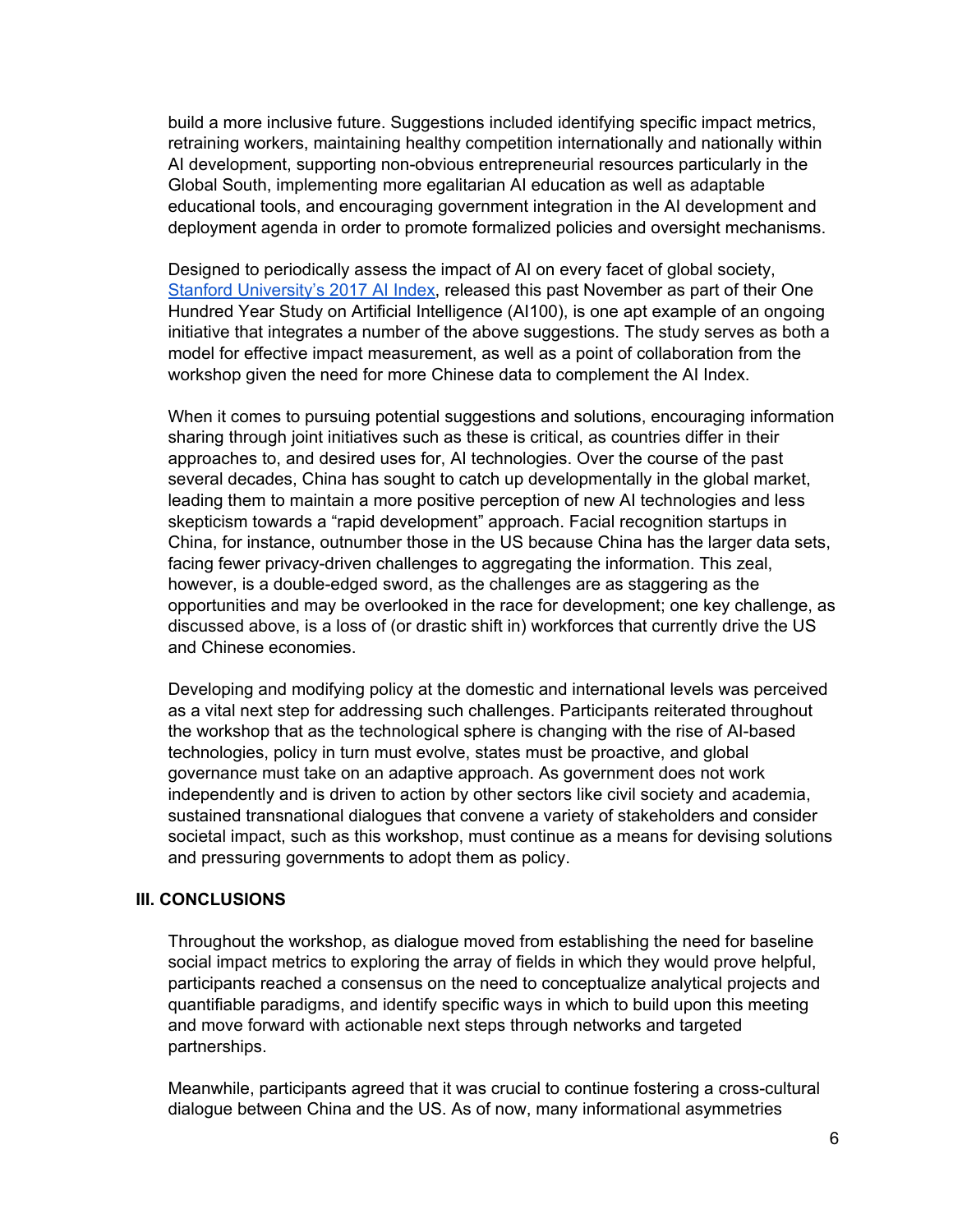build a more inclusive future. Suggestions included identifying specific impact metrics, retraining workers, maintaining healthy competition internationally and nationally within AI development, supporting non-obvious entrepreneurial resources particularly in the Global South, implementing more egalitarian AI education as well as adaptable educational tools, and encouraging government integration in the AI development and deployment agenda in order to promote formalized policies and oversight mechanisms.

Designed to periodically assess the impact of AI on every facet of global society, [Stanford University's 2017 AI Index](), released this past November as part of their One Hundred Year Study on Artificial Intelligence (AI100), is one apt example of an ongoing initiative that integrates a number of the above suggestions. The study serves as both a model for effective impact measurement, as well as a point of collaboration from the workshop given the need for more Chinese data to complement the AI Index.

When it comes to pursuing potential suggestions and solutions, encouraging information sharing through joint initiatives such as these is critical, as countries differ in their approaches to, and desired uses for, AI technologies. Over the course of the past several decades, China has sought to catch up developmentally in the global market, leading them to maintain a more positive perception of new AI technologies and less skepticism towards a "rapid development" approach. Facial recognition startups in China, for instance, outnumber those in the US because China has the larger data sets, facing fewer privacy-driven challenges to aggregating the information. This zeal, however, is a double-edged sword, as the challenges are as staggering as the opportunities and may be overlooked in the race for development; one key challenge, as discussed above, is a loss of (or drastic shift in) workforces that currently drive the US and Chinese economies.

Developing and modifying policy at the domestic and international levels was perceived as a vital next step for addressing such challenges. Participants reiterated throughout the workshop that as the technological sphere is changing with the rise of AI-based technologies, policy in turn must evolve, states must be proactive, and global governance must take on an adaptive approach. As government does not work independently and is driven to action by other sectors like civil society and academia, sustained transnational dialogues that convene a variety of stakeholders and consider societal impact, such as this workshop, must continue as a means for devising solutions and pressuring governments to adopt them as policy.

## III. CONCLUSIONS

Throughout the workshop, as dialogue moved from establishing the need for baseline social impact metrics to exploring the array of fields in which they would prove helpful, participants reached a consensus on the need to conceptualize analytical projects and quantifiable paradigms, and identify specific ways in which to build upon this meeting and move forward with actionable next steps through networks and targeted partnerships.

Meanwhile, participants agreed that it was crucial to continue fostering a cross-cultural dialogue between China and the US. As of now, many informational asymmetries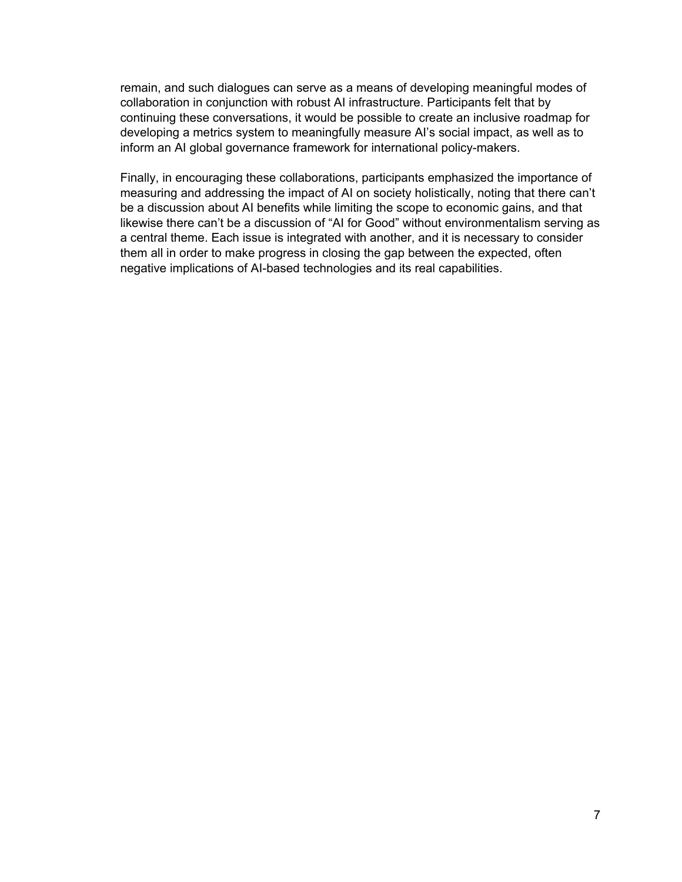remain, and such dialogues can serve as a means of developing meaningful modes of collaboration in conjunction with robust AI infrastructure. Participants felt that by continuing these conversations, it would be possible to create an inclusive roadmap for developing a metrics system to meaningfully measure AI's social impact, as well as to inform an AI global governance framework for international policy-makers.

Finally, in encouraging these collaborations, participants emphasized the importance of measuring and addressing the impact of AI on society holistically, noting that there can't be a discussion about AI benefits while limiting the scope to economic gains, and that likewise there can't be a discussion of "AI for Good" without environmentalism serving as a central theme. Each issue is integrated with another, and it is necessary to consider them all in order to make progress in closing the gap between the expected, often negative implications of AI-based technologies and its real capabilities.